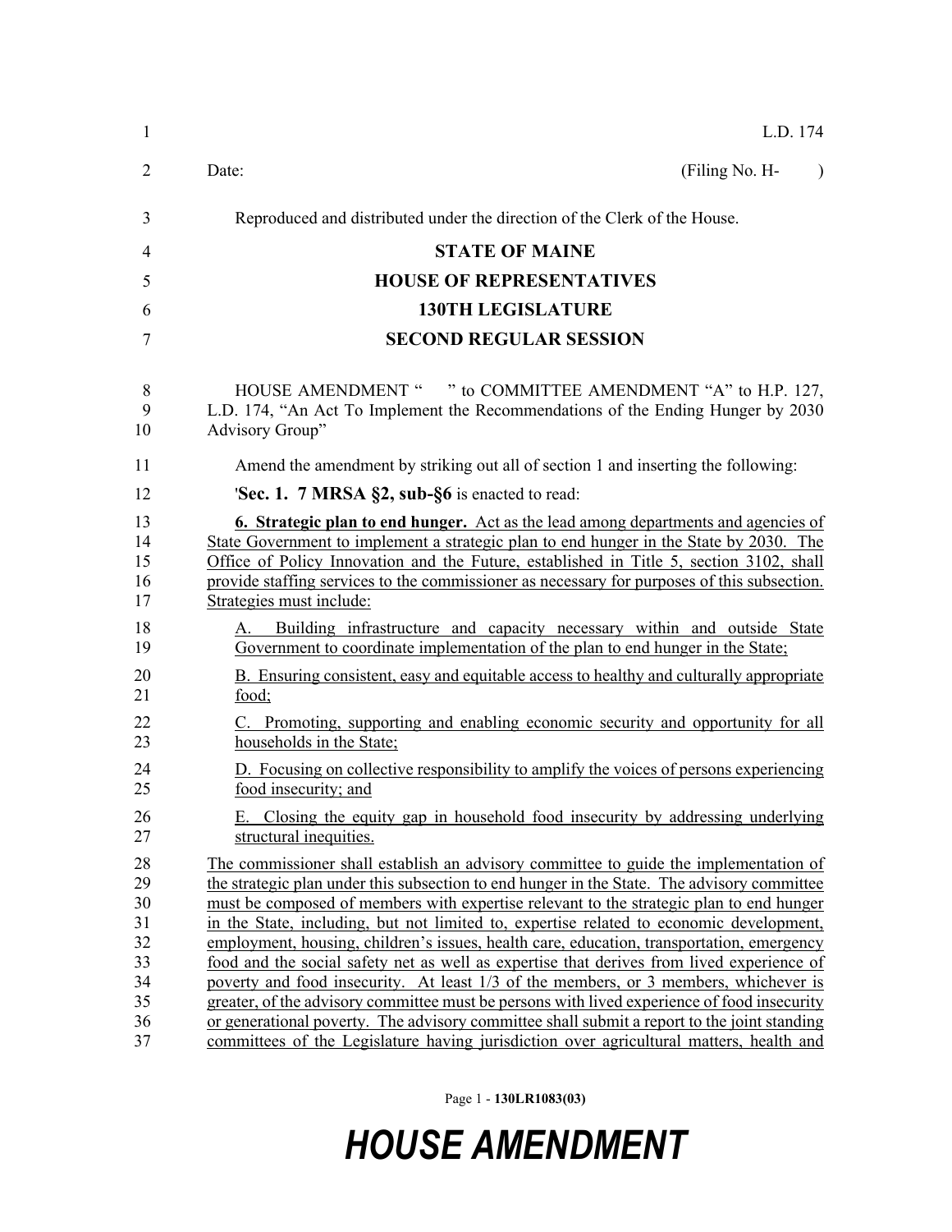L.D. 174

Date: (Filing No. H- )

Reproduced and distributed under the direction of the Clerk of the House.

**STATE OF MAINE**

**HOUSE OF REPRESENTATIVES**

**130TH LEGISLATURE**

**SECOND REGULAR SESSION**

HOUSE AMENDMENT " " to COMMITTEE AMENDMENT "A" to H.P. 127, L.D. 174, "An Act To Implement the Recommendations of the Ending Hunger by 2030 Advisory Group"

Amend the amendment by striking out all of section 1 and inserting the following:

'**Sec. 1. 7 MRSA §2, sub-§6** is enacted to read:

**6. Strategic plan to end hunger.** Act as the lead among departments and agencies of State Government to implement a strategic plan to end hunger in the State by 2030. The Office of Policy Innovation and the Future, established in Title 5, section 3102, shall provide staffing services to the commissioner as necessary for purposes of this subsection. Strategies must include:

A. Building infrastructure and capacity necessary within and outside State Government to coordinate implementation of the plan to end hunger in the State;

B. Ensuring consistent, easy and equitable access to healthy and culturally appropriate food;

C. Promoting, supporting and enabling economic security and opportunity for all households in the State;

D. Focusing on collective responsibility to amplify the voices of persons experiencing food insecurity; and

E. Closing the equity gap in household food insecurity by addressing underlying structural inequities.

The commissioner shall establish an advisory committee to guide the implementation of the strategic plan under this subsection to end hunger in the State. The advisory committee must be composed of members with expertise relevant to the strategic plan to end hunger in the State, including, but not limited to, expertise related to economic development, employment, housing, children's issues, health care, education, transportation, emergency food and the social safety net as well as expertise that derives from lived experience of poverty and food insecurity. At least 1/3 of the members, or 3 members, whichever is greater, of the advisory committee must be persons with lived experience of food insecurity or generational poverty. The advisory committee shall submit a report to the joint standing committees of the Legislature having jurisdiction over agricultural matters, health and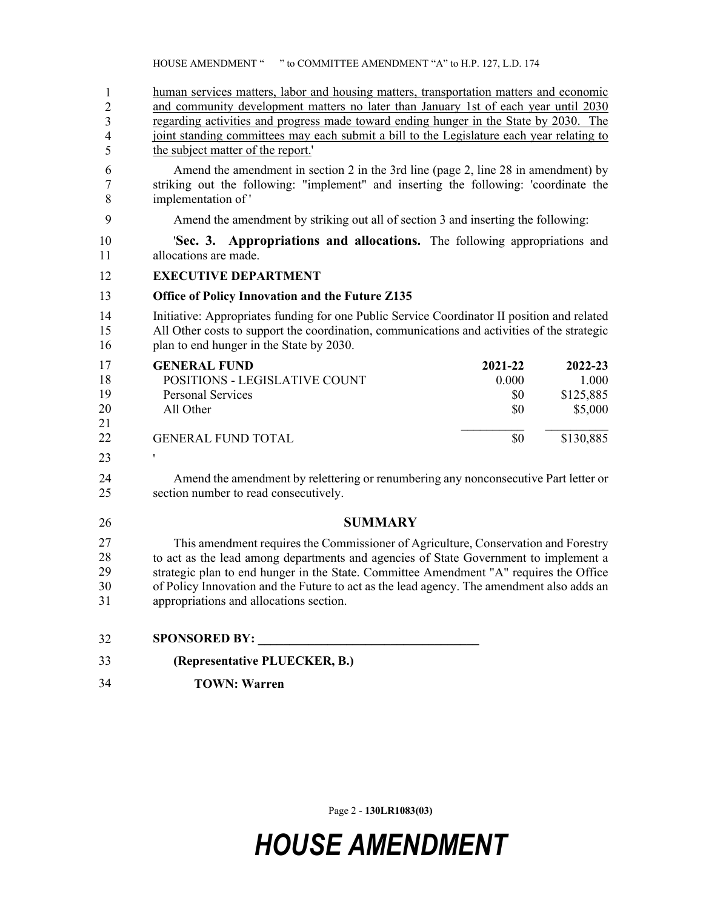human services matters, labor and housing matters, transportation matters and economic and community development matters no later than January 1st of each year until 2030 regarding activities and progress made toward ending hunger in the State by 2030. The joint standing committees may each submit a bill to the Legislature each year relating to the subject matter of the report.'

Amend the amendment in section 2 in the 3rd line (page 2, line 28 in amendment) by striking out the following: "implement" and inserting the following: 'coordinate the implementation of '

Amend the amendment by striking out all of section 3 and inserting the following:

'**Sec. 3. Appropriations and allocations.** The following appropriations and allocations are made.

**EXECUTIVE DEPARTMENT**

**Office of Policy Innovation and the Future Z135**

Initiative: Appropriates funding for one Public Service Coordinator II position and related All Other costs to support the coordination, communications and activities of the strategic plan to end hunger in the State by 2030.

| GENERAL FUND | 2021-22 | 2022-23 |
|---|---|---|
| POSITIONS - LEGISLATIVE COUNT | 0.000 | 1.000 |
| Personal Services | $0 | $125,885 |
| All Other | $0 | $5,000 |
| GENERAL FUND TOTAL | $0 | $130,885 |

'

Amend the amendment by relettering or renumbering any nonconsecutive Part letter or section number to read consecutively.

## SUMMARY

This amendment requires the Commissioner of Agriculture, Conservation and Forestry to act as the lead among departments and agencies of State Government to implement a strategic plan to end hunger in the State. Committee Amendment "A" requires the Office of Policy Innovation and the Future to act as the lead agency. The amendment also adds an appropriations and allocations section.

**SPONSORED BY: ___________________________________**

**(Representative PLUECKER, B.)**

**TOWN: Warren**